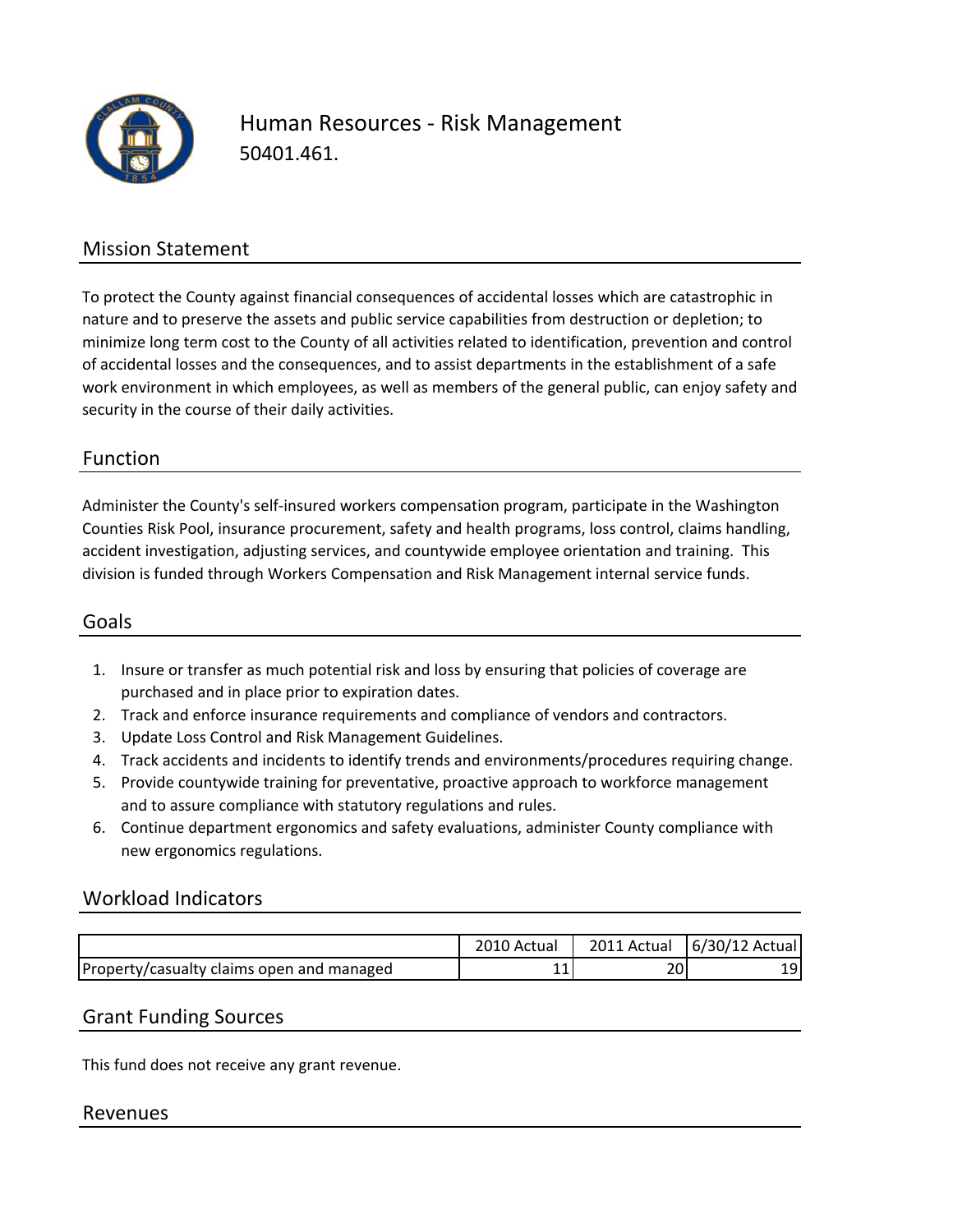# Human Resources - Risk Management

50401.461.

## Mission Statement

To protect the County against financial consequences of accidental losses which are catastrophic in nature and to preserve the assets and public service capabilities from destruction or depletion; to minimize long term cost to the County of all activities related to identification, prevention and control of accidental losses and the consequences, and to assist departments in the establishment of a safe work environment in which employees, as well as members of the general public, can enjoy safety and security in the course of their daily activities.

## Function

Administer the County's self-insured workers compensation program, participate in the Washington Counties Risk Pool, insurance procurement, safety and health programs, loss control, claims handling, accident investigation, adjusting services, and countywide employee orientation and training. This division is funded through Workers Compensation and Risk Management internal service funds.

## Goals

1. Insure or transfer as much potential risk and loss by ensuring that policies of coverage are purchased and in place prior to expiration dates.
2. Track and enforce insurance requirements and compliance of vendors and contractors.
3. Update Loss Control and Risk Management Guidelines.
4. Track accidents and incidents to identify trends and environments/procedures requiring change.
5. Provide countywide training for preventative, proactive approach to workforce management and to assure compliance with statutory regulations and rules.
6. Continue department ergonomics and safety evaluations, administer County compliance with new ergonomics regulations.

## Workload Indicators

| | 2010 Actual | 2011 Actual | 6/30/12 Actual |
|---|---|---|---|
| Property/casualty claims open and managed | 11 | 20 | 19 |

## Grant Funding Sources

This fund does not receive any grant revenue.

## Revenues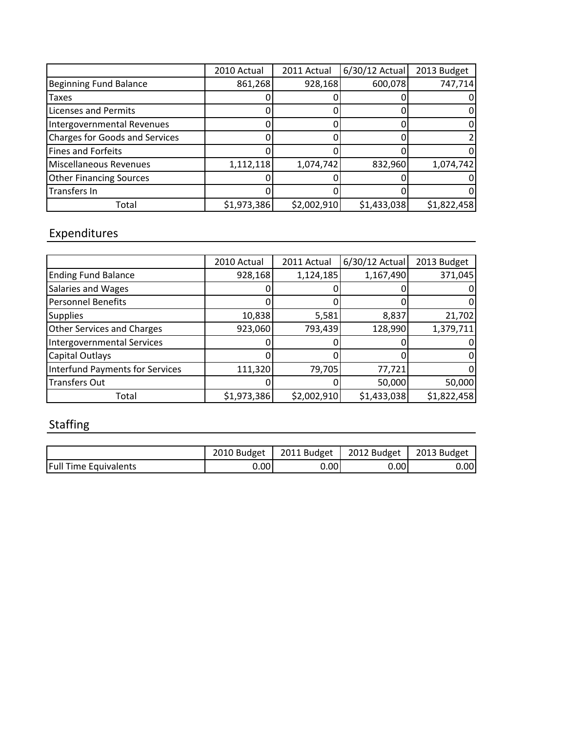| | 2010 Actual | 2011 Actual | 6/30/12 Actual | 2013 Budget |
|---|---|---|---|---|
| Beginning Fund Balance | 861,268 | 928,168 | 600,078 | 747,714 |
| Taxes | 0 | 0 | 0 | 0 |
| Licenses and Permits | 0 | 0 | 0 | 0 |
| Intergovernmental Revenues | 0 | 0 | 0 | 0 |
| Charges for Goods and Services | 0 | 0 | 0 | 2 |
| Fines and Forfeits | 0 | 0 | 0 | 0 |
| Miscellaneous Revenues | 1,112,118 | 1,074,742 | 832,960 | 1,074,742 |
| Other Financing Sources | 0 | 0 | 0 | 0 |
| Transfers In | 0 | 0 | 0 | 0 |
| Total | $1,973,386 | $2,002,910 | $1,433,038 | $1,822,458 |

## Expenditures

| | 2010 Actual | 2011 Actual | 6/30/12 Actual | 2013 Budget |
|---|---|---|---|---|
| Ending Fund Balance | 928,168 | 1,124,185 | 1,167,490 | 371,045 |
| Salaries and Wages | 0 | 0 | 0 | 0 |
| Personnel Benefits | 0 | 0 | 0 | 0 |
| Supplies | 10,838 | 5,581 | 8,837 | 21,702 |
| Other Services and Charges | 923,060 | 793,439 | 128,990 | 1,379,711 |
| Intergovernmental Services | 0 | 0 | 0 | 0 |
| Capital Outlays | 0 | 0 | 0 | 0 |
| Interfund Payments for Services | 111,320 | 79,705 | 77,721 | 0 |
| Transfers Out | 0 | 0 | 50,000 | 50,000 |
| Total | $1,973,386 | $2,002,910 | $1,433,038 | $1,822,458 |

## Staffing

| | 2010 Budget | 2011 Budget | 2012 Budget | 2013 Budget |
|---|---|---|---|---|
| Full Time Equivalents | 0.00 | 0.00 | 0.00 | 0.00 |